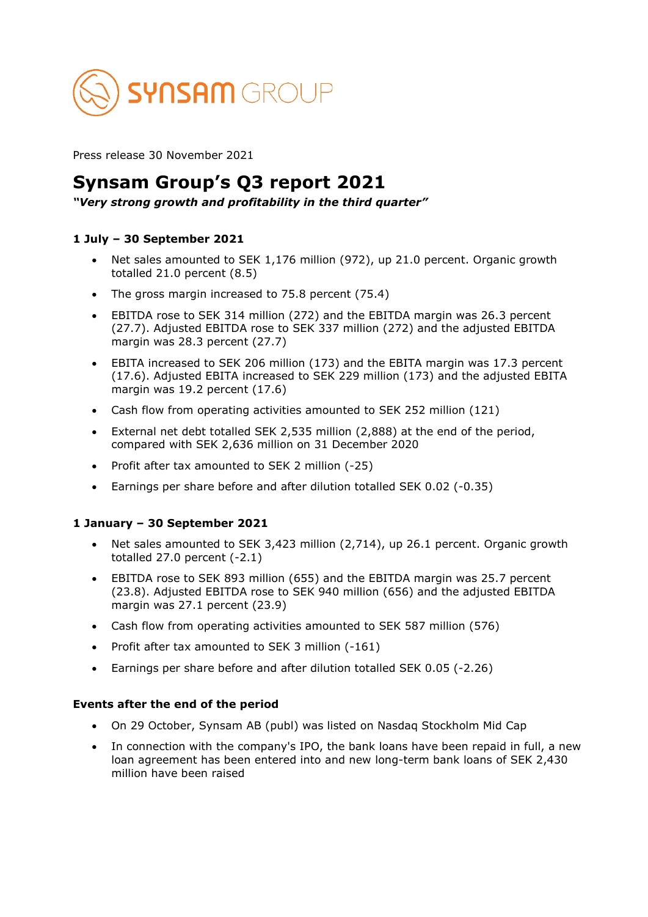Press release 30 November 2021

# Synsam Group's Q3 report 2021

***"Very strong growth and profitability in the third quarter"***

### 1 July – 30 September 2021

- Net sales amounted to SEK 1,176 million (972), up 21.0 percent. Organic growth totalled 21.0 percent (8.5)
- The gross margin increased to 75.8 percent (75.4)
- EBITDA rose to SEK 314 million (272) and the EBITDA margin was 26.3 percent (27.7). Adjusted EBITDA rose to SEK 337 million (272) and the adjusted EBITDA margin was 28.3 percent (27.7)
- EBITA increased to SEK 206 million (173) and the EBITA margin was 17.3 percent (17.6). Adjusted EBITA increased to SEK 229 million (173) and the adjusted EBITA margin was 19.2 percent (17.6)
- Cash flow from operating activities amounted to SEK 252 million (121)
- External net debt totalled SEK 2,535 million (2,888) at the end of the period, compared with SEK 2,636 million on 31 December 2020
- Profit after tax amounted to SEK 2 million (-25)
- Earnings per share before and after dilution totalled SEK 0.02 (-0.35)

### 1 January – 30 September 2021

- Net sales amounted to SEK 3,423 million (2,714), up 26.1 percent. Organic growth totalled 27.0 percent (-2.1)
- EBITDA rose to SEK 893 million (655) and the EBITDA margin was 25.7 percent (23.8). Adjusted EBITDA rose to SEK 940 million (656) and the adjusted EBITDA margin was 27.1 percent (23.9)
- Cash flow from operating activities amounted to SEK 587 million (576)
- Profit after tax amounted to SEK 3 million (-161)
- Earnings per share before and after dilution totalled SEK 0.05 (-2.26)

### Events after the end of the period

- On 29 October, Synsam AB (publ) was listed on Nasdaq Stockholm Mid Cap
- In connection with the company's IPO, the bank loans have been repaid in full, a new loan agreement has been entered into and new long-term bank loans of SEK 2,430 million have been raised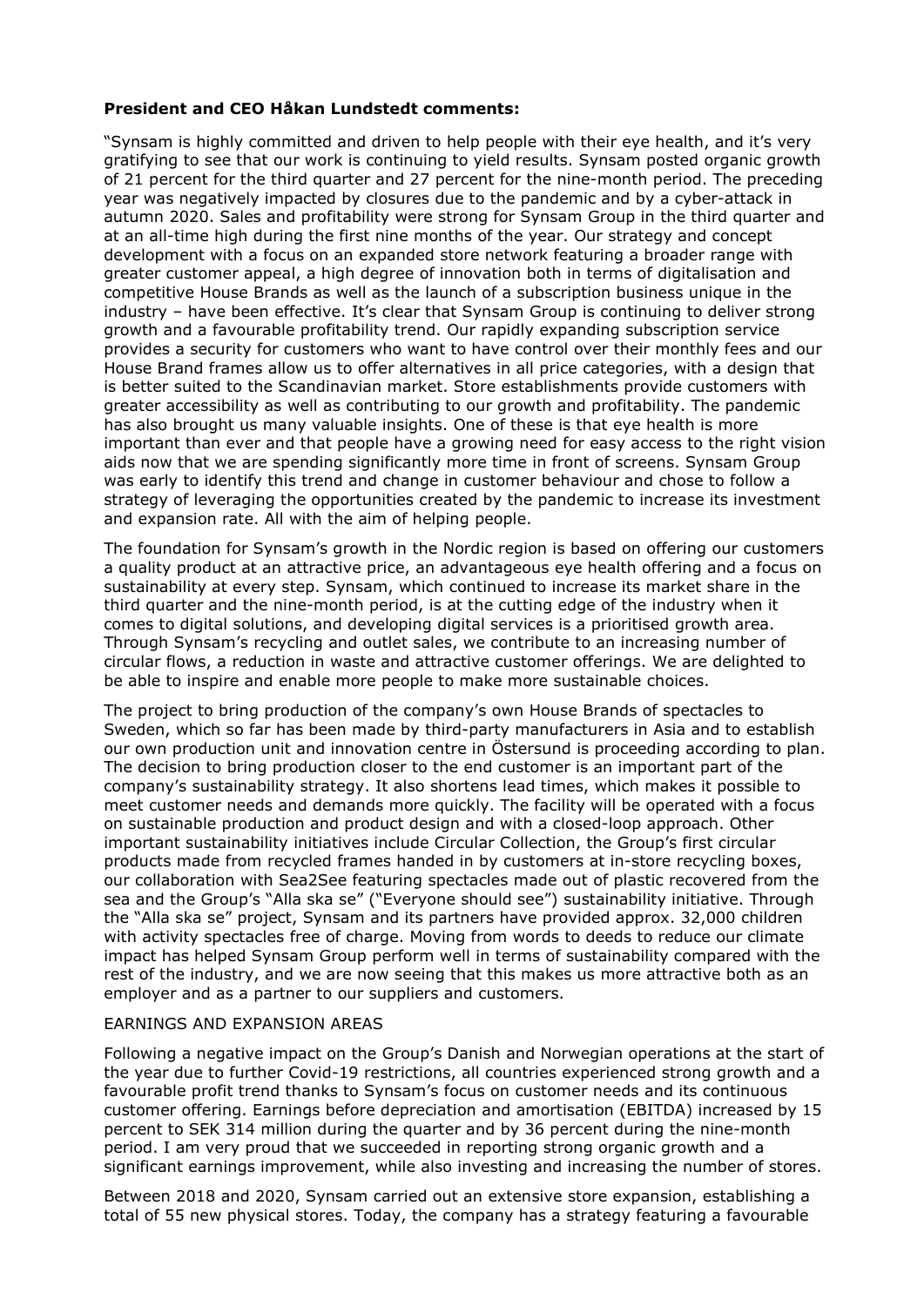**President and CEO Håkan Lundstedt comments:**

"Synsam is highly committed and driven to help people with their eye health, and it's very gratifying to see that our work is continuing to yield results. Synsam posted organic growth of 21 percent for the third quarter and 27 percent for the nine-month period. The preceding year was negatively impacted by closures due to the pandemic and by a cyber-attack in autumn 2020. Sales and profitability were strong for Synsam Group in the third quarter and at an all-time high during the first nine months of the year. Our strategy and concept development with a focus on an expanded store network featuring a broader range with greater customer appeal, a high degree of innovation both in terms of digitalisation and competitive House Brands as well as the launch of a subscription business unique in the industry – have been effective. It's clear that Synsam Group is continuing to deliver strong growth and a favourable profitability trend. Our rapidly expanding subscription service provides a security for customers who want to have control over their monthly fees and our House Brand frames allow us to offer alternatives in all price categories, with a design that is better suited to the Scandinavian market. Store establishments provide customers with greater accessibility as well as contributing to our growth and profitability. The pandemic has also brought us many valuable insights. One of these is that eye health is more important than ever and that people have a growing need for easy access to the right vision aids now that we are spending significantly more time in front of screens. Synsam Group was early to identify this trend and change in customer behaviour and chose to follow a strategy of leveraging the opportunities created by the pandemic to increase its investment and expansion rate. All with the aim of helping people.

The foundation for Synsam's growth in the Nordic region is based on offering our customers a quality product at an attractive price, an advantageous eye health offering and a focus on sustainability at every step. Synsam, which continued to increase its market share in the third quarter and the nine-month period, is at the cutting edge of the industry when it comes to digital solutions, and developing digital services is a prioritised growth area. Through Synsam's recycling and outlet sales, we contribute to an increasing number of circular flows, a reduction in waste and attractive customer offerings. We are delighted to be able to inspire and enable more people to make more sustainable choices.

The project to bring production of the company's own House Brands of spectacles to Sweden, which so far has been made by third-party manufacturers in Asia and to establish our own production unit and innovation centre in Östersund is proceeding according to plan. The decision to bring production closer to the end customer is an important part of the company's sustainability strategy. It also shortens lead times, which makes it possible to meet customer needs and demands more quickly. The facility will be operated with a focus on sustainable production and product design and with a closed-loop approach. Other important sustainability initiatives include Circular Collection, the Group's first circular products made from recycled frames handed in by customers at in-store recycling boxes, our collaboration with Sea2See featuring spectacles made out of plastic recovered from the sea and the Group's "Alla ska se" ("Everyone should see") sustainability initiative. Through the "Alla ska se" project, Synsam and its partners have provided approx. 32,000 children with activity spectacles free of charge. Moving from words to deeds to reduce our climate impact has helped Synsam Group perform well in terms of sustainability compared with the rest of the industry, and we are now seeing that this makes us more attractive both as an employer and as a partner to our suppliers and customers.

EARNINGS AND EXPANSION AREAS

Following a negative impact on the Group's Danish and Norwegian operations at the start of the year due to further Covid-19 restrictions, all countries experienced strong growth and a favourable profit trend thanks to Synsam's focus on customer needs and its continuous customer offering. Earnings before depreciation and amortisation (EBITDA) increased by 15 percent to SEK 314 million during the quarter and by 36 percent during the nine-month period. I am very proud that we succeeded in reporting strong organic growth and a significant earnings improvement, while also investing and increasing the number of stores.

Between 2018 and 2020, Synsam carried out an extensive store expansion, establishing a total of 55 new physical stores. Today, the company has a strategy featuring a favourable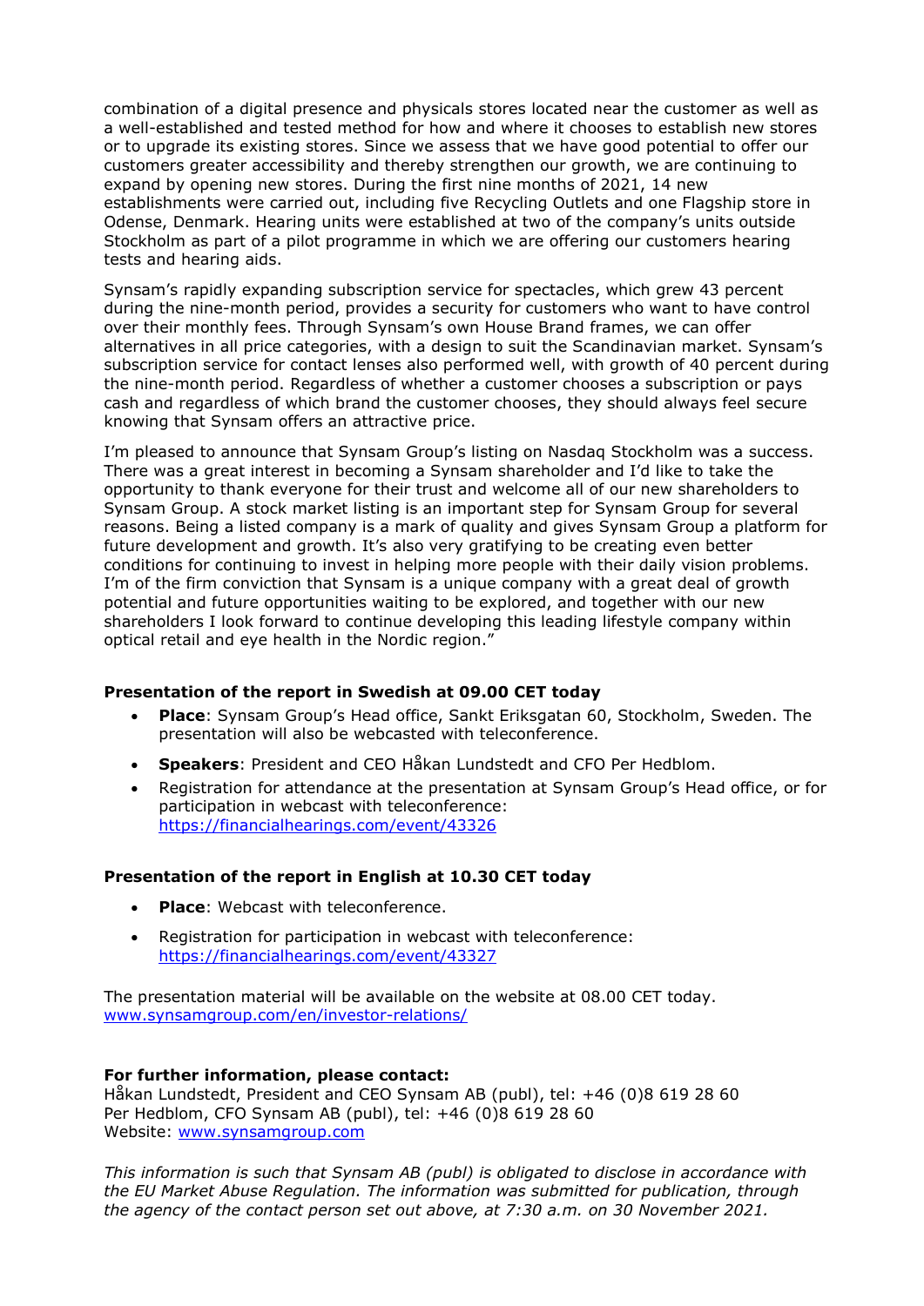combination of a digital presence and physicals stores located near the customer as well as a well-established and tested method for how and where it chooses to establish new stores or to upgrade its existing stores. Since we assess that we have good potential to offer our customers greater accessibility and thereby strengthen our growth, we are continuing to expand by opening new stores. During the first nine months of 2021, 14 new establishments were carried out, including five Recycling Outlets and one Flagship store in Odense, Denmark. Hearing units were established at two of the company's units outside Stockholm as part of a pilot programme in which we are offering our customers hearing tests and hearing aids.

Synsam's rapidly expanding subscription service for spectacles, which grew 43 percent during the nine-month period, provides a security for customers who want to have control over their monthly fees. Through Synsam's own House Brand frames, we can offer alternatives in all price categories, with a design to suit the Scandinavian market. Synsam's subscription service for contact lenses also performed well, with growth of 40 percent during the nine-month period. Regardless of whether a customer chooses a subscription or pays cash and regardless of which brand the customer chooses, they should always feel secure knowing that Synsam offers an attractive price.

I'm pleased to announce that Synsam Group's listing on Nasdaq Stockholm was a success. There was a great interest in becoming a Synsam shareholder and I'd like to take the opportunity to thank everyone for their trust and welcome all of our new shareholders to Synsam Group. A stock market listing is an important step for Synsam Group for several reasons. Being a listed company is a mark of quality and gives Synsam Group a platform for future development and growth. It's also very gratifying to be creating even better conditions for continuing to invest in helping more people with their daily vision problems. I'm of the firm conviction that Synsam is a unique company with a great deal of growth potential and future opportunities waiting to be explored, and together with our new shareholders I look forward to continue developing this leading lifestyle company within optical retail and eye health in the Nordic region."

**Presentation of the report in Swedish at 09.00 CET today**

- **Place**: Synsam Group's Head office, Sankt Eriksgatan 60, Stockholm, Sweden. The presentation will also be webcasted with teleconference.
- **Speakers**: President and CEO Håkan Lundstedt and CFO Per Hedblom.
- Registration for attendance at the presentation at Synsam Group's Head office, or for participation in webcast with teleconference: https://financialhearings.com/event/43326

**Presentation of the report in English at 10.30 CET today**

- **Place**: Webcast with teleconference.
- Registration for participation in webcast with teleconference: https://financialhearings.com/event/43327

The presentation material will be available on the website at 08.00 CET today. www.synsamgroup.com/en/investor-relations/

**For further information, please contact:**
Håkan Lundstedt, President and CEO Synsam AB (publ), tel: +46 (0)8 619 28 60
Per Hedblom, CFO Synsam AB (publ), tel: +46 (0)8 619 28 60
Website: www.synsamgroup.com

*This information is such that Synsam AB (publ) is obligated to disclose in accordance with the EU Market Abuse Regulation. The information was submitted for publication, through the agency of the contact person set out above, at 7:30 a.m. on 30 November 2021.*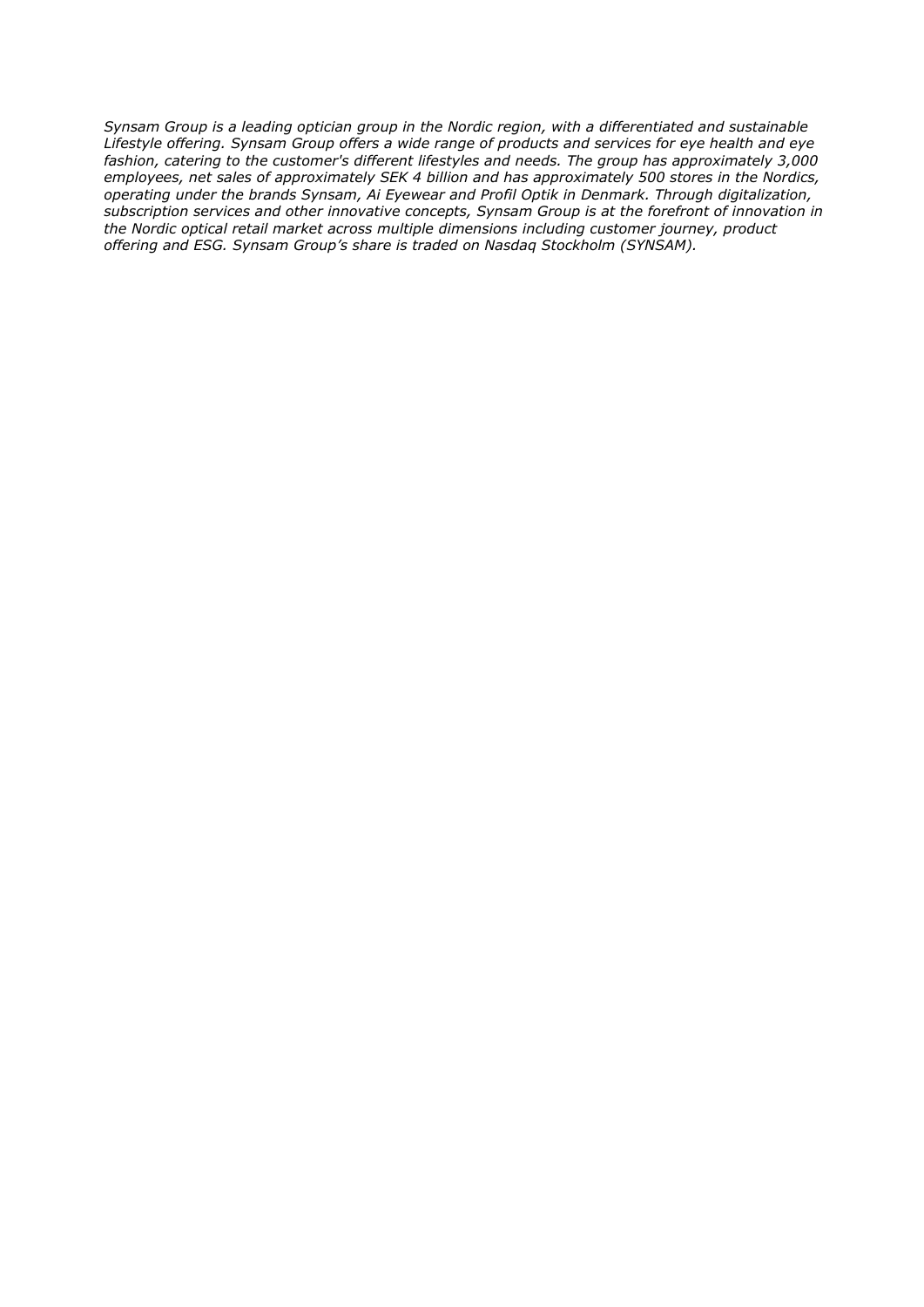*Synsam Group is a leading optician group in the Nordic region, with a differentiated and sustainable Lifestyle offering. Synsam Group offers a wide range of products and services for eye health and eye fashion, catering to the customer's different lifestyles and needs. The group has approximately 3,000 employees, net sales of approximately SEK 4 billion and has approximately 500 stores in the Nordics, operating under the brands Synsam, Ai Eyewear and Profil Optik in Denmark. Through digitalization, subscription services and other innovative concepts, Synsam Group is at the forefront of innovation in the Nordic optical retail market across multiple dimensions including customer journey, product offering and ESG. Synsam Group's share is traded on Nasdaq Stockholm (SYNSAM).*